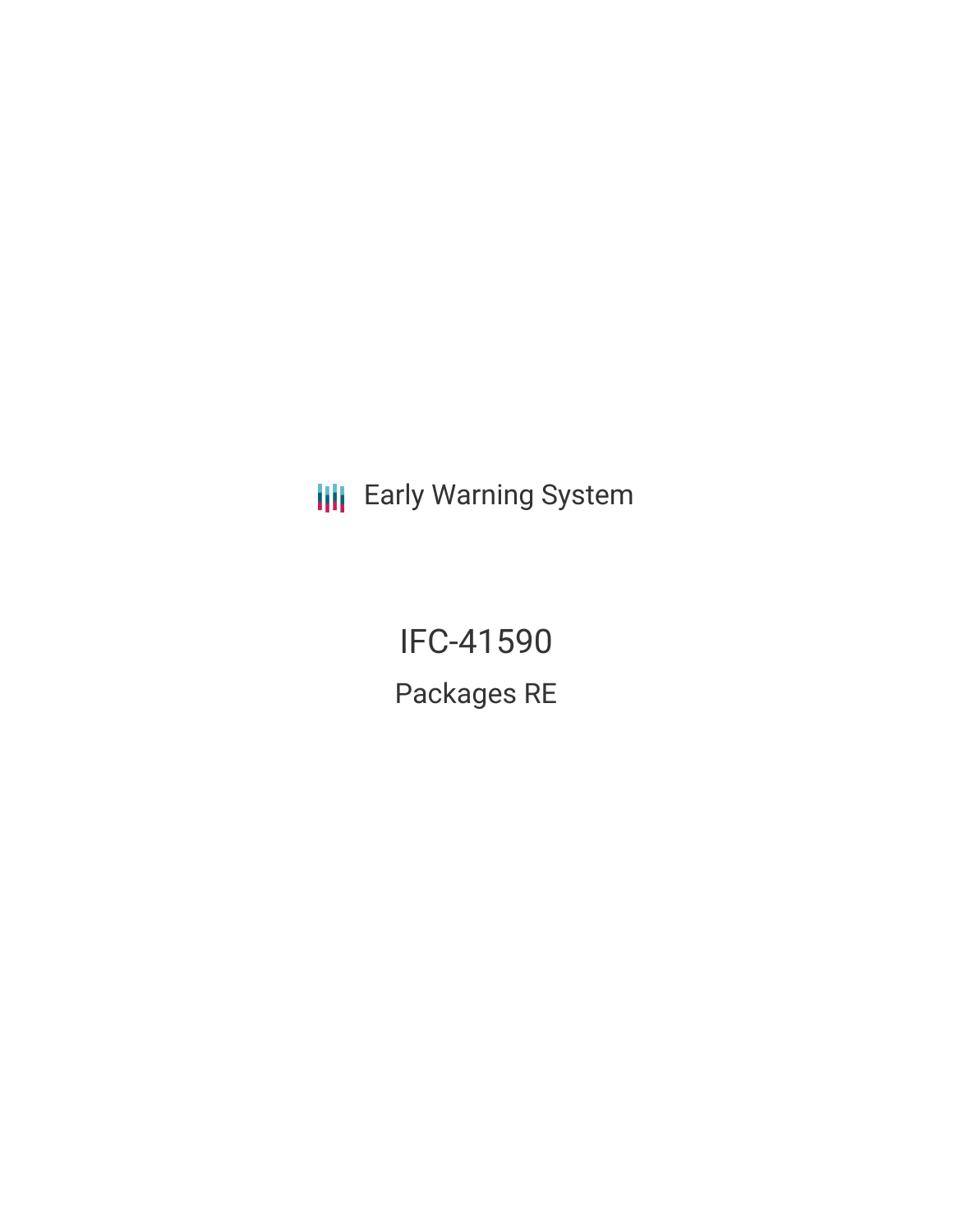Early Warning System

# IFC-41590

## Packages RE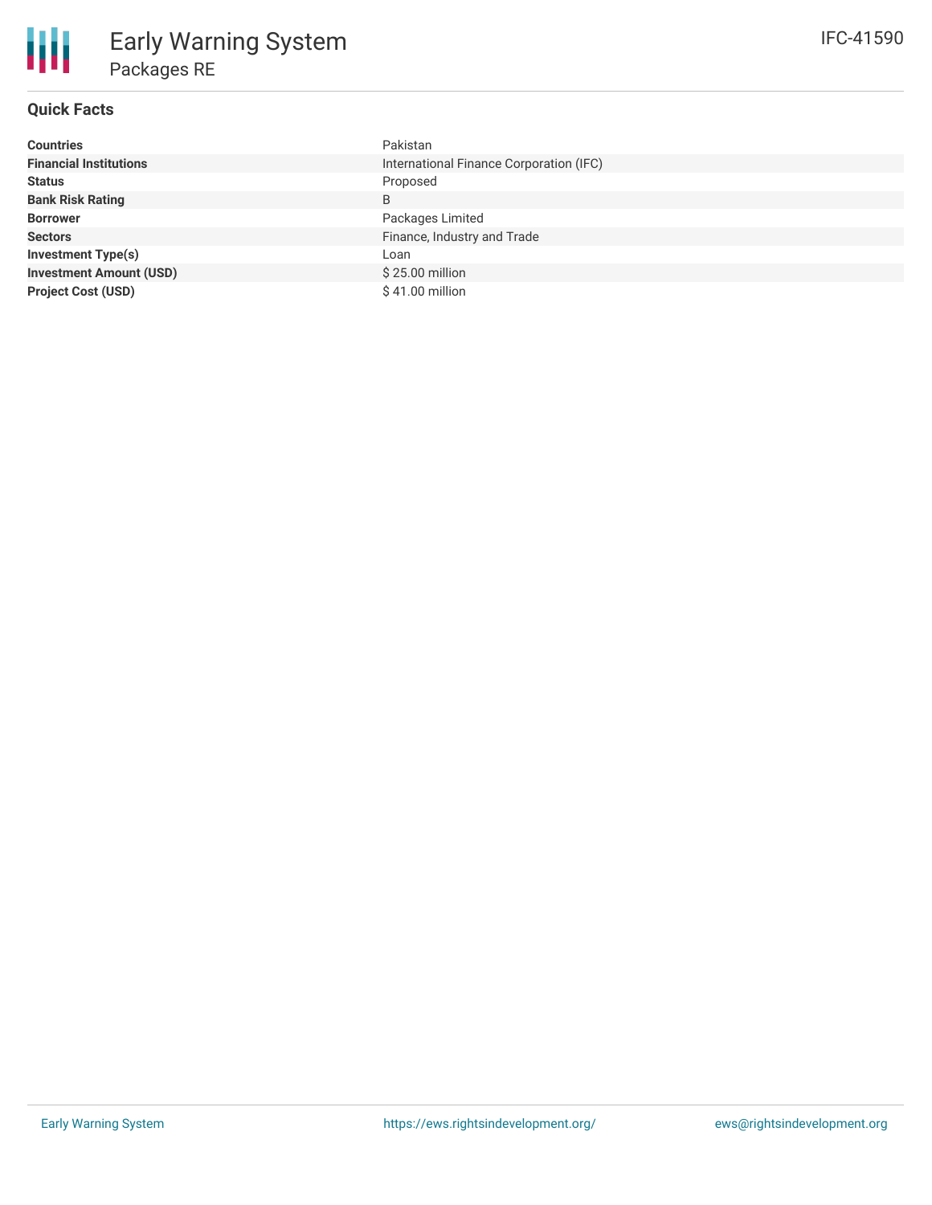# Early Warning System

## Packages RE

IFC-41590

### Quick Facts

| | |
|---|---|
| **Countries** | Pakistan |
| **Financial Institutions** | International Finance Corporation (IFC) |
| **Status** | Proposed |
| **Bank Risk Rating** | B |
| **Borrower** | Packages Limited |
| **Sectors** | Finance, Industry and Trade |
| **Investment Type(s)** | Loan |
| **Investment Amount (USD)** | $ 25.00 million |
| **Project Cost (USD)** | $ 41.00 million |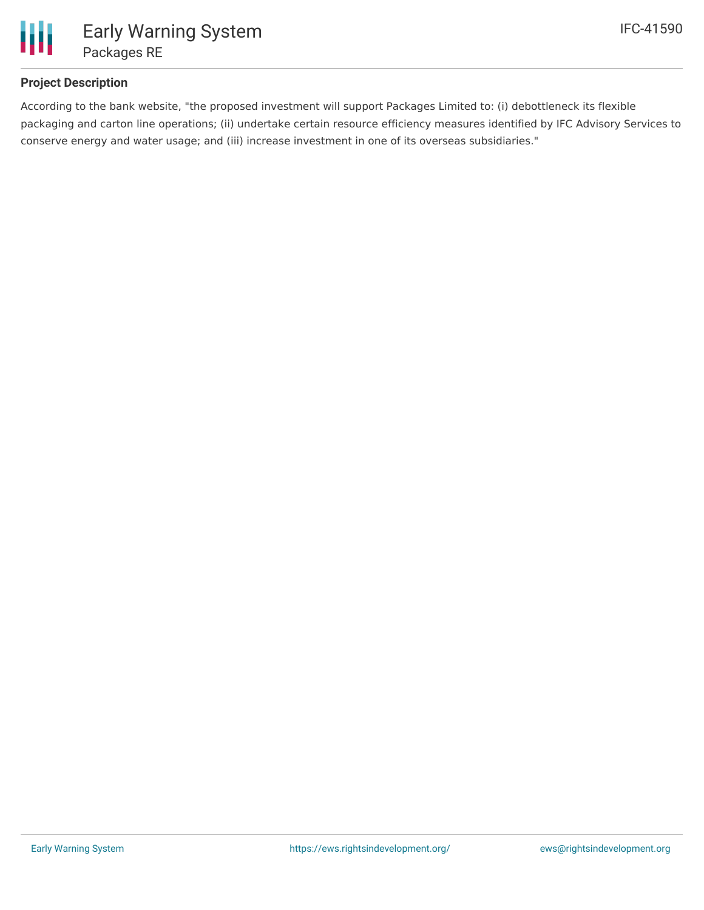## Project Description

According to the bank website, "the proposed investment will support Packages Limited to: (i) debottleneck its flexible packaging and carton line operations; (ii) undertake certain resource efficiency measures identified by IFC Advisory Services to conserve energy and water usage; and (iii) increase investment in one of its overseas subsidiaries."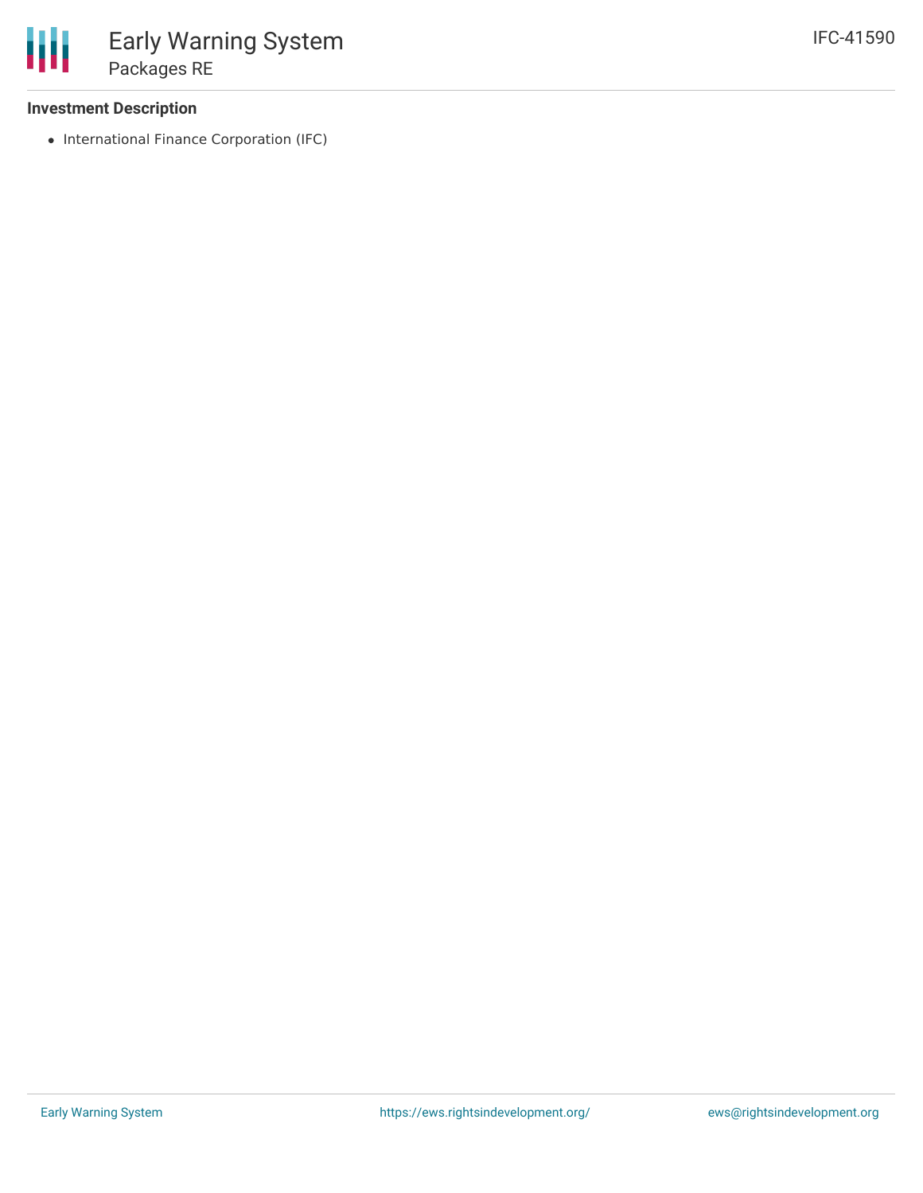### Investment Description

- International Finance Corporation (IFC)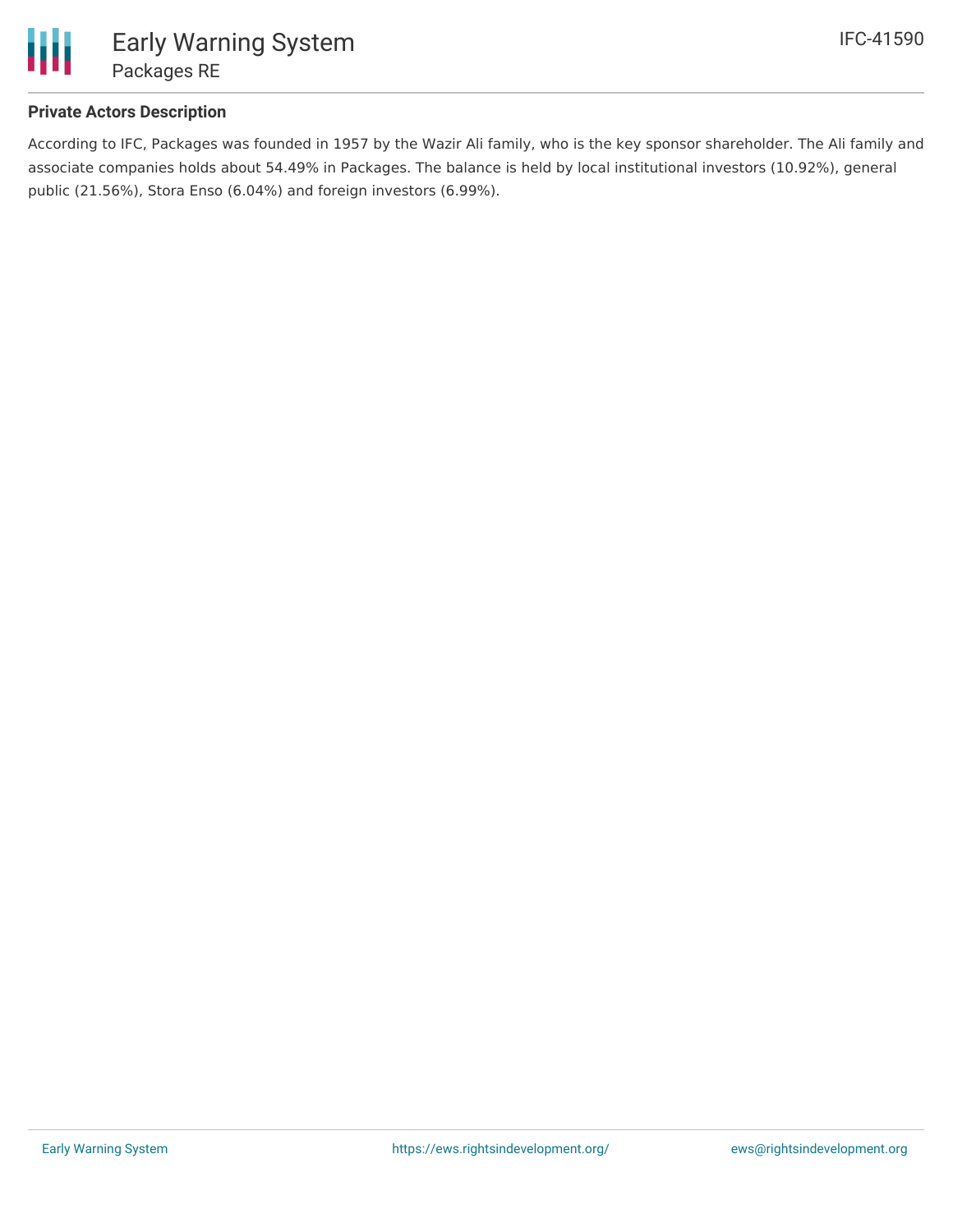## Private Actors Description

According to IFC, Packages was founded in 1957 by the Wazir Ali family, who is the key sponsor shareholder. The Ali family and associate companies holds about 54.49% in Packages. The balance is held by local institutional investors (10.92%), general public (21.56%), Stora Enso (6.04%) and foreign investors (6.99%).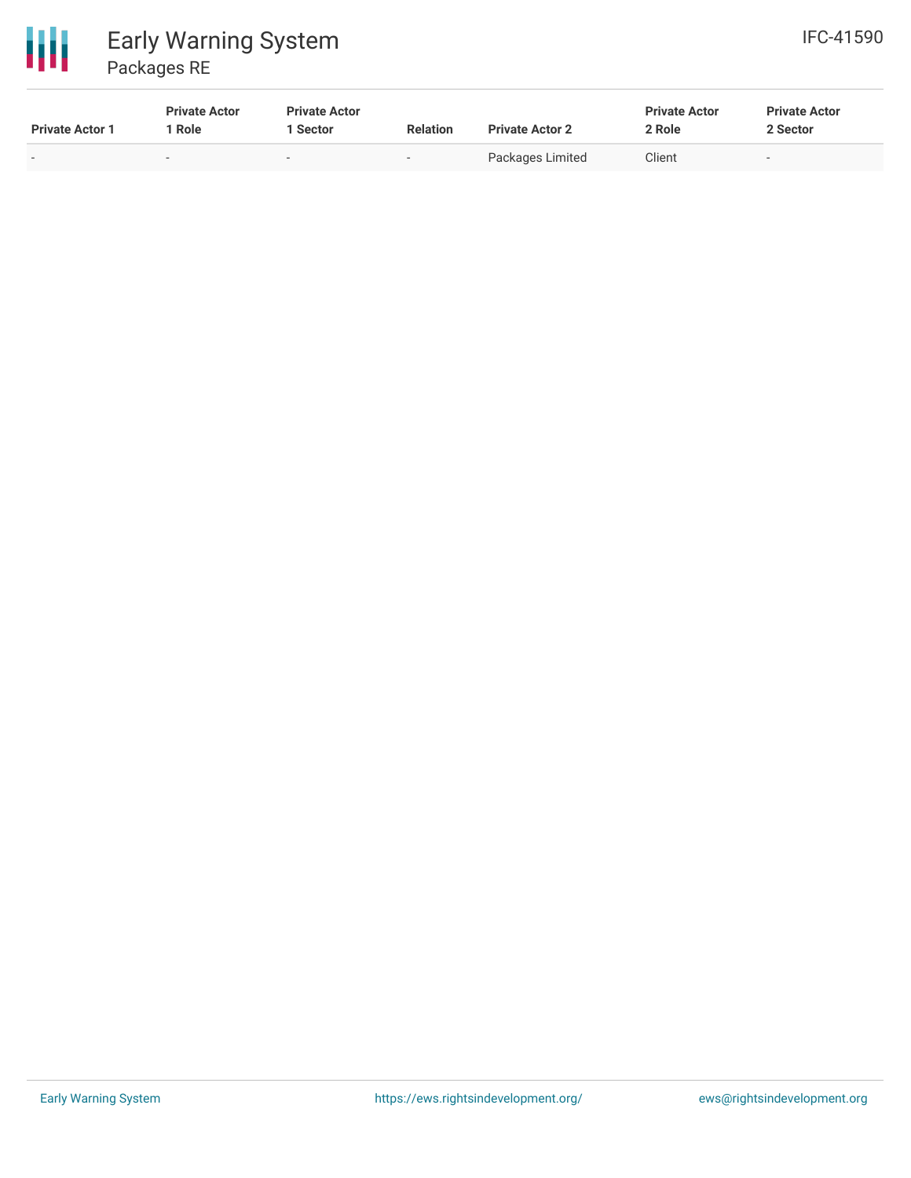| Private Actor 1 | Private Actor 1 Role | Private Actor 1 Sector | Relation | Private Actor 2 | Private Actor 2 Role | Private Actor 2 Sector |
|---|---|---|---|---|---|---|
| - | - | - | - | Packages Limited | Client | - |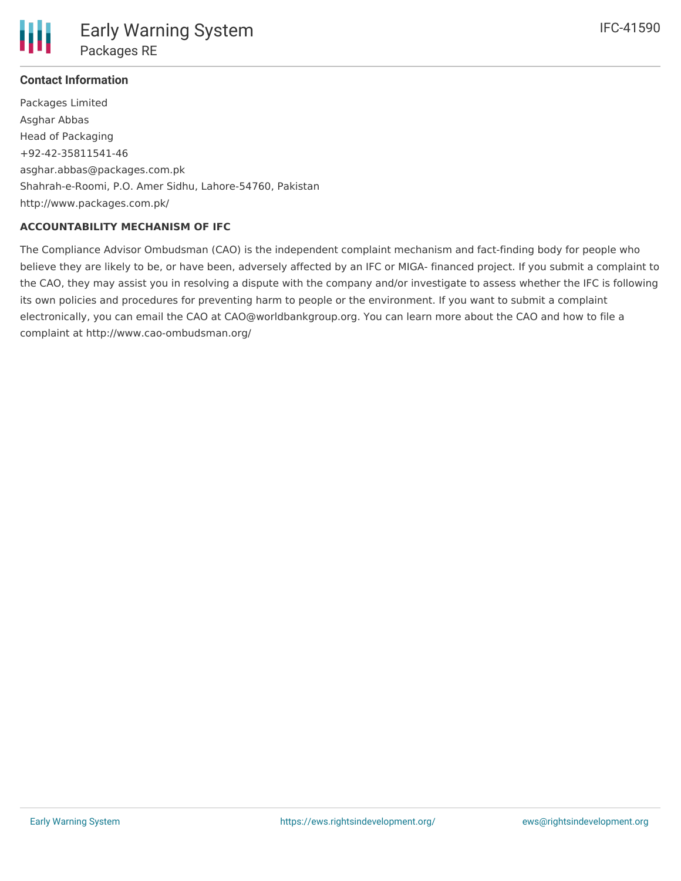### Contact Information

Packages Limited
Asghar Abbas
Head of Packaging
+92-42-35811541-46
asghar.abbas@packages.com.pk
Shahrah-e-Roomi, P.O. Amer Sidhu, Lahore-54760, Pakistan
http://www.packages.com.pk/

#### ACCOUNTABILITY MECHANISM OF IFC

The Compliance Advisor Ombudsman (CAO) is the independent complaint mechanism and fact-finding body for people who believe they are likely to be, or have been, adversely affected by an IFC or MIGA- financed project. If you submit a complaint to the CAO, they may assist you in resolving a dispute with the company and/or investigate to assess whether the IFC is following its own policies and procedures for preventing harm to people or the environment. If you want to submit a complaint electronically, you can email the CAO at CAO@worldbankgroup.org. You can learn more about the CAO and how to file a complaint at http://www.cao-ombudsman.org/